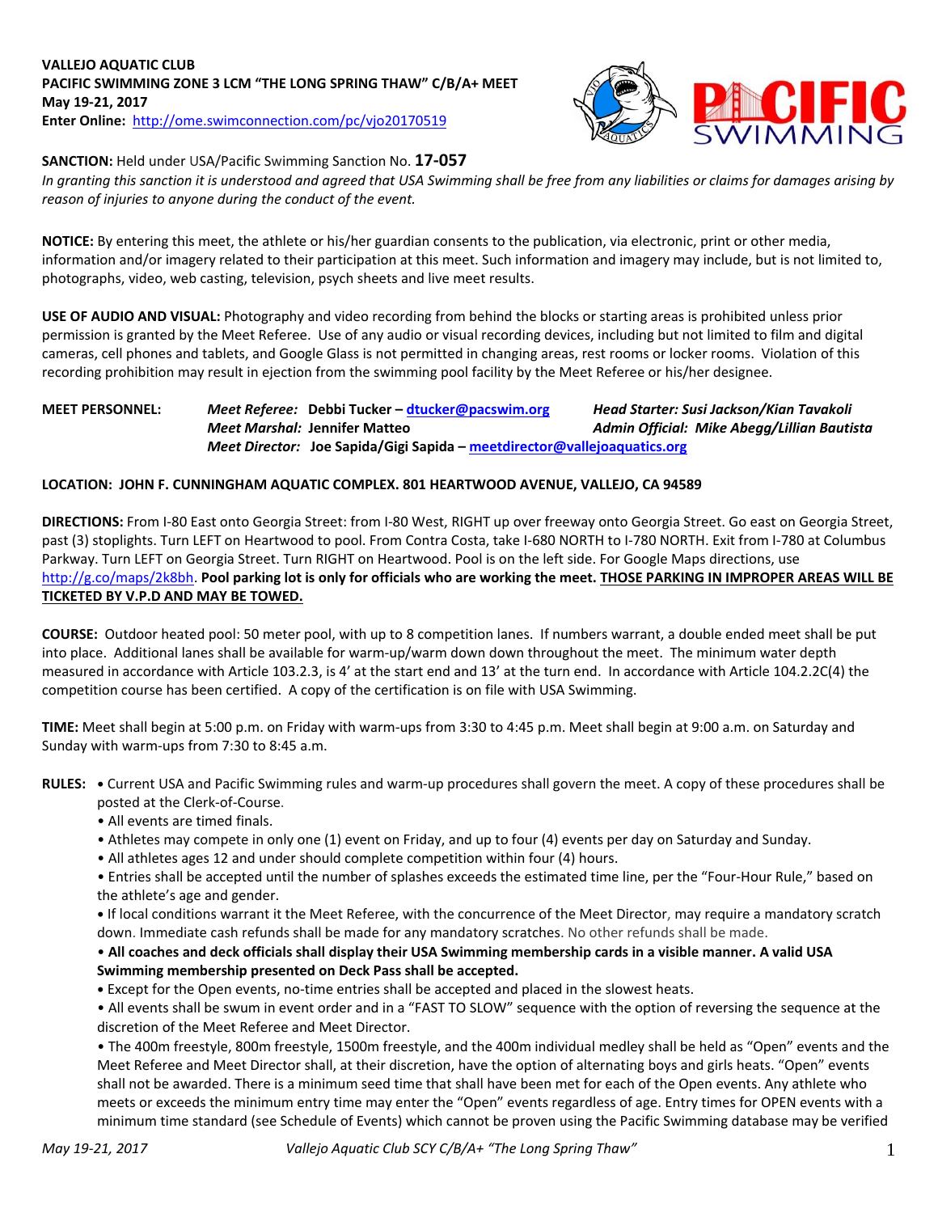**VALLEJO AQUATIC CLUB**
**PACIFIC SWIMMING ZONE 3 LCM "THE LONG SPRING THAW" C/B/A+ MEET**
**May 19-21, 2017**
**Enter Online:** http://ome.swimconnection.com/pc/vjo20170519

**SANCTION:** Held under USA/Pacific Swimming Sanction No. **17-057**
*In granting this sanction it is understood and agreed that USA Swimming shall be free from any liabilities or claims for damages arising by reason of injuries to anyone during the conduct of the event.*

**NOTICE:** By entering this meet, the athlete or his/her guardian consents to the publication, via electronic, print or other media, information and/or imagery related to their participation at this meet. Such information and imagery may include, but is not limited to, photographs, video, web casting, television, psych sheets and live meet results.

**USE OF AUDIO AND VISUAL:** Photography and video recording from behind the blocks or starting areas is prohibited unless prior permission is granted by the Meet Referee. Use of any audio or visual recording devices, including but not limited to film and digital cameras, cell phones and tablets, and Google Glass is not permitted in changing areas, rest rooms or locker rooms. Violation of this recording prohibition may result in ejection from the swimming pool facility by the Meet Referee or his/her designee.

**MEET PERSONNEL:**
*Meet Referee:* **Debbi Tucker – dtucker@pacswim.org**
*Meet Marshal:* **Jennifer Matteo**
*Meet Director:* **Joe Sapida/Gigi Sapida – meetdirector@vallejoaquatics.org**
***Head Starter: Susi Jackson/Kian Tavakoli***
***Admin Official: Mike Abegg/Lillian Bautista***

**LOCATION: JOHN F. CUNNINGHAM AQUATIC COMPLEX. 801 HEARTWOOD AVENUE, VALLEJO, CA 94589**

**DIRECTIONS:** From I-80 East onto Georgia Street: from I-80 West, RIGHT up over freeway onto Georgia Street. Go east on Georgia Street, past (3) stoplights. Turn LEFT on Heartwood to pool. From Contra Costa, take I-680 NORTH to I-780 NORTH. Exit from I-780 at Columbus Parkway. Turn LEFT on Georgia Street. Turn RIGHT on Heartwood. Pool is on the left side. For Google Maps directions, use http://g.co/maps/2k8bh. **Pool parking lot is only for officials who are working the meet. THOSE PARKING IN IMPROPER AREAS WILL BE TICKETED BY V.P.D AND MAY BE TOWED.**

**COURSE:** Outdoor heated pool: 50 meter pool, with up to 8 competition lanes. If numbers warrant, a double ended meet shall be put into place. Additional lanes shall be available for warm-up/warm down down throughout the meet. The minimum water depth measured in accordance with Article 103.2.3, is 4' at the start end and 13' at the turn end. In accordance with Article 104.2.2C(4) the competition course has been certified. A copy of the certification is on file with USA Swimming.

**TIME:** Meet shall begin at 5:00 p.m. on Friday with warm-ups from 3:30 to 4:45 p.m. Meet shall begin at 9:00 a.m. on Saturday and Sunday with warm-ups from 7:30 to 8:45 a.m.

**RULES:**
- Current USA and Pacific Swimming rules and warm-up procedures shall govern the meet. A copy of these procedures shall be posted at the Clerk-of-Course.
- All events are timed finals.
- Athletes may compete in only one (1) event on Friday, and up to four (4) events per day on Saturday and Sunday.
- All athletes ages 12 and under should complete competition within four (4) hours.
- Entries shall be accepted until the number of splashes exceeds the estimated time line, per the "Four-Hour Rule," based on the athlete's age and gender.
- If local conditions warrant it the Meet Referee, with the concurrence of the Meet Director, may require a mandatory scratch down. Immediate cash refunds shall be made for any mandatory scratches. No other refunds shall be made.
- **All coaches and deck officials shall display their USA Swimming membership cards in a visible manner. A valid USA Swimming membership presented on Deck Pass shall be accepted.**
- Except for the Open events, no-time entries shall be accepted and placed in the slowest heats.
- All events shall be swum in event order and in a "FAST TO SLOW" sequence with the option of reversing the sequence at the discretion of the Meet Referee and Meet Director.
- The 400m freestyle, 800m freestyle, 1500m freestyle, and the 400m individual medley shall be held as "Open" events and the Meet Referee and Meet Director shall, at their discretion, have the option of alternating boys and girls heats. "Open" events shall not be awarded. There is a minimum seed time that shall have been met for each of the Open events. Any athlete who meets or exceeds the minimum entry time may enter the "Open" events regardless of age. Entry times for OPEN events with a minimum time standard (see Schedule of Events) which cannot be proven using the Pacific Swimming database may be verified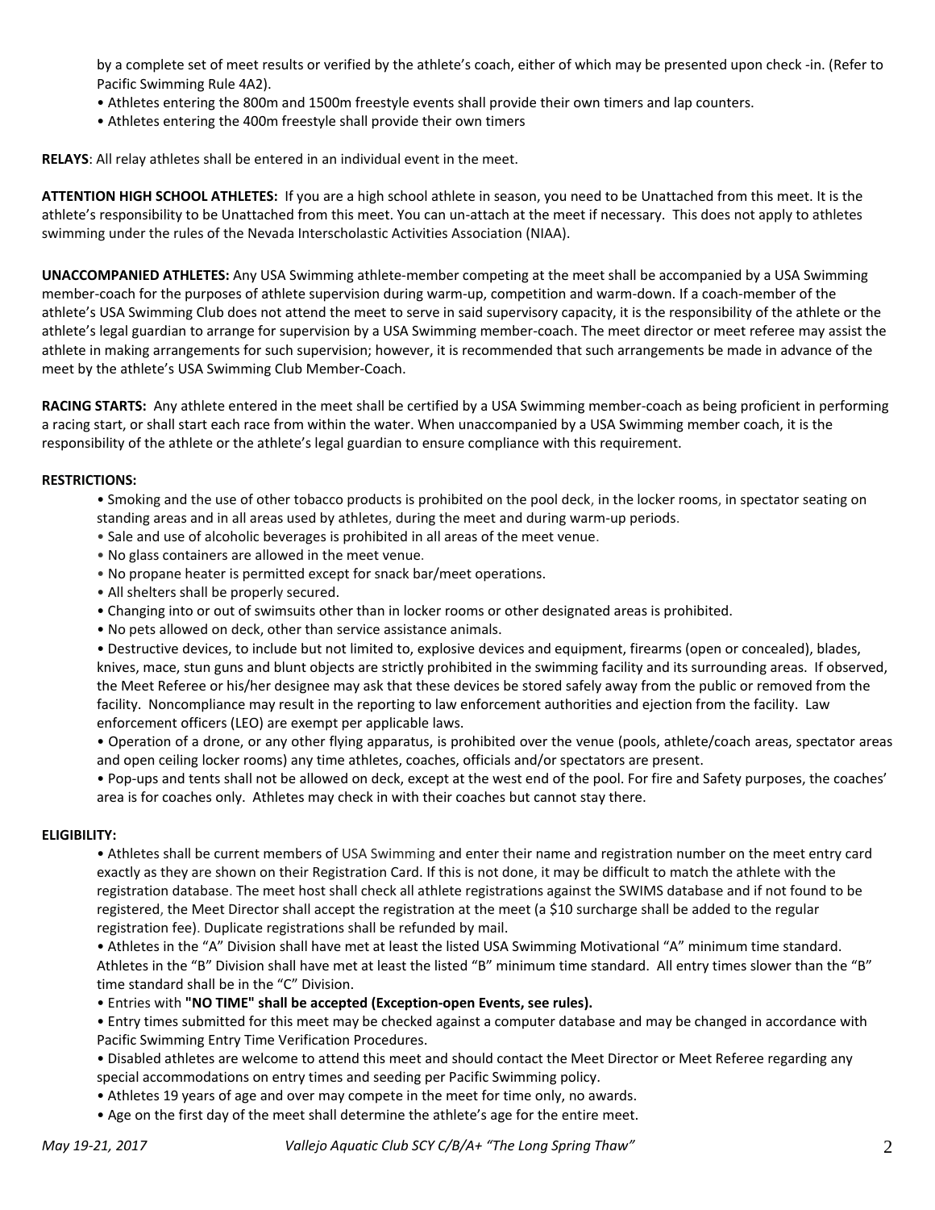by a complete set of meet results or verified by the athlete's coach, either of which may be presented upon check -in. (Refer to Pacific Swimming Rule 4A2).

- Athletes entering the 800m and 1500m freestyle events shall provide their own timers and lap counters.
- Athletes entering the 400m freestyle shall provide their own timers

**RELAYS**: All relay athletes shall be entered in an individual event in the meet.

**ATTENTION HIGH SCHOOL ATHLETES:** If you are a high school athlete in season, you need to be Unattached from this meet. It is the athlete's responsibility to be Unattached from this meet. You can un-attach at the meet if necessary. This does not apply to athletes swimming under the rules of the Nevada Interscholastic Activities Association (NIAA).

**UNACCOMPANIED ATHLETES:** Any USA Swimming athlete-member competing at the meet shall be accompanied by a USA Swimming member-coach for the purposes of athlete supervision during warm-up, competition and warm-down. If a coach-member of the athlete's USA Swimming Club does not attend the meet to serve in said supervisory capacity, it is the responsibility of the athlete or the athlete's legal guardian to arrange for supervision by a USA Swimming member-coach. The meet director or meet referee may assist the athlete in making arrangements for such supervision; however, it is recommended that such arrangements be made in advance of the meet by the athlete's USA Swimming Club Member-Coach.

**RACING STARTS:** Any athlete entered in the meet shall be certified by a USA Swimming member-coach as being proficient in performing a racing start, or shall start each race from within the water. When unaccompanied by a USA Swimming member coach, it is the responsibility of the athlete or the athlete's legal guardian to ensure compliance with this requirement.

**RESTRICTIONS:**

- Smoking and the use of other tobacco products is prohibited on the pool deck, in the locker rooms, in spectator seating on standing areas and in all areas used by athletes, during the meet and during warm-up periods.
- Sale and use of alcoholic beverages is prohibited in all areas of the meet venue.
- No glass containers are allowed in the meet venue.
- No propane heater is permitted except for snack bar/meet operations.
- All shelters shall be properly secured.
- Changing into or out of swimsuits other than in locker rooms or other designated areas is prohibited.
- No pets allowed on deck, other than service assistance animals.
- Destructive devices, to include but not limited to, explosive devices and equipment, firearms (open or concealed), blades, knives, mace, stun guns and blunt objects are strictly prohibited in the swimming facility and its surrounding areas. If observed, the Meet Referee or his/her designee may ask that these devices be stored safely away from the public or removed from the facility. Noncompliance may result in the reporting to law enforcement authorities and ejection from the facility. Law enforcement officers (LEO) are exempt per applicable laws.
- Operation of a drone, or any other flying apparatus, is prohibited over the venue (pools, athlete/coach areas, spectator areas and open ceiling locker rooms) any time athletes, coaches, officials and/or spectators are present.
- Pop-ups and tents shall not be allowed on deck, except at the west end of the pool. For fire and Safety purposes, the coaches' area is for coaches only. Athletes may check in with their coaches but cannot stay there.

**ELIGIBILITY:**

- Athletes shall be current members of USA Swimming and enter their name and registration number on the meet entry card exactly as they are shown on their Registration Card. If this is not done, it may be difficult to match the athlete with the registration database. The meet host shall check all athlete registrations against the SWIMS database and if not found to be registered, the Meet Director shall accept the registration at the meet (a $10 surcharge shall be added to the regular registration fee). Duplicate registrations shall be refunded by mail.
- Athletes in the "A" Division shall have met at least the listed USA Swimming Motivational "A" minimum time standard. Athletes in the "B" Division shall have met at least the listed "B" minimum time standard. All entry times slower than the "B" time standard shall be in the "C" Division.
- Entries with **"NO TIME" shall be accepted (Exception-open Events, see rules).**
- Entry times submitted for this meet may be checked against a computer database and may be changed in accordance with Pacific Swimming Entry Time Verification Procedures.
- Disabled athletes are welcome to attend this meet and should contact the Meet Director or Meet Referee regarding any special accommodations on entry times and seeding per Pacific Swimming policy.
- Athletes 19 years of age and over may compete in the meet for time only, no awards.
- Age on the first day of the meet shall determine the athlete's age for the entire meet.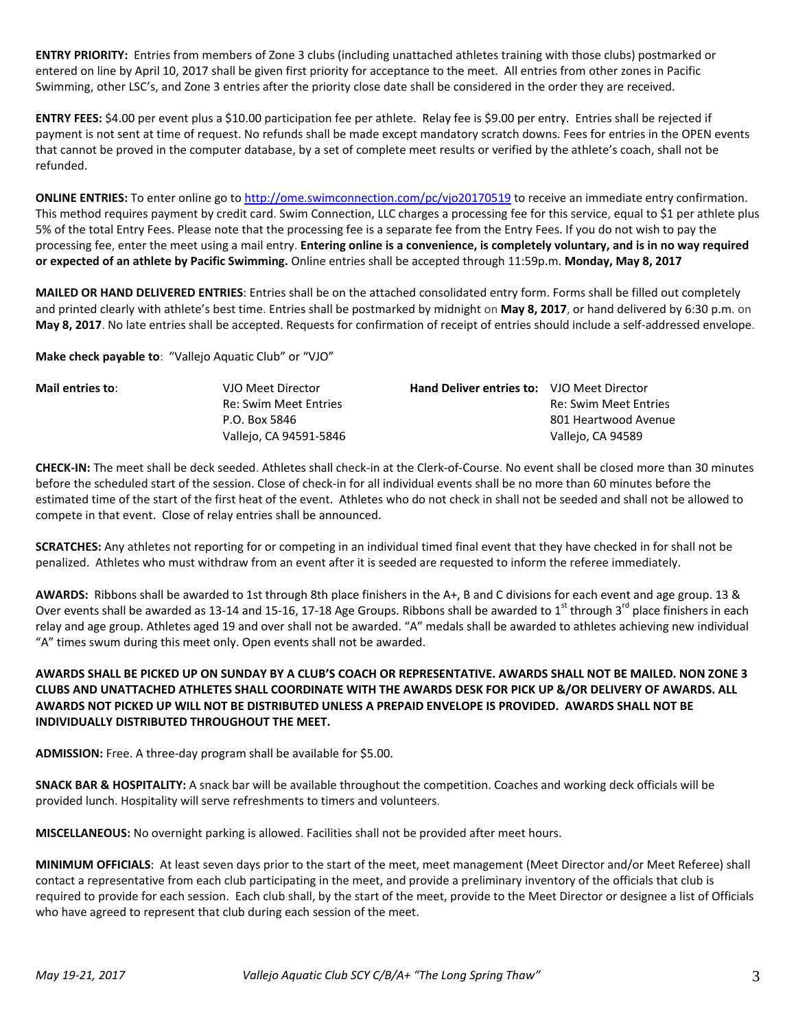**ENTRY PRIORITY:** Entries from members of Zone 3 clubs (including unattached athletes training with those clubs) postmarked or entered on line by April 10, 2017 shall be given first priority for acceptance to the meet. All entries from other zones in Pacific Swimming, other LSC's, and Zone 3 entries after the priority close date shall be considered in the order they are received.

**ENTRY FEES:** $4.00 per event plus a $10.00 participation fee per athlete. Relay fee is $9.00 per entry. Entries shall be rejected if payment is not sent at time of request. No refunds shall be made except mandatory scratch downs. Fees for entries in the OPEN events that cannot be proved in the computer database, by a set of complete meet results or verified by the athlete's coach, shall not be refunded.

**ONLINE ENTRIES:** To enter online go to http://ome.swimconnection.com/pc/vjo20170519 to receive an immediate entry confirmation. This method requires payment by credit card. Swim Connection, LLC charges a processing fee for this service, equal to $1 per athlete plus 5% of the total Entry Fees. Please note that the processing fee is a separate fee from the Entry Fees. If you do not wish to pay the processing fee, enter the meet using a mail entry. **Entering online is a convenience, is completely voluntary, and is in no way required or expected of an athlete by Pacific Swimming.** Online entries shall be accepted through 11:59p.m. **Monday, May 8, 2017**

**MAILED OR HAND DELIVERED ENTRIES**: Entries shall be on the attached consolidated entry form. Forms shall be filled out completely and printed clearly with athlete's best time. Entries shall be postmarked by midnight on **May 8, 2017**, or hand delivered by 6:30 p.m. on **May 8, 2017**. No late entries shall be accepted. Requests for confirmation of receipt of entries should include a self-addressed envelope.

**Make check payable to**: "Vallejo Aquatic Club" or "VJO"

| **Mail entries to**: | VJO Meet Director<br>Re: Swim Meet Entries<br>P.O. Box 5846<br>Vallejo, CA 94591-5846 | **Hand Deliver entries to:** | VJO Meet Director<br>Re: Swim Meet Entries<br>801 Heartwood Avenue<br>Vallejo, CA 94589 |
|---|---|---|---|

**CHECK-IN:** The meet shall be deck seeded. Athletes shall check-in at the Clerk-of-Course. No event shall be closed more than 30 minutes before the scheduled start of the session. Close of check-in for all individual events shall be no more than 60 minutes before the estimated time of the start of the first heat of the event. Athletes who do not check in shall not be seeded and shall not be allowed to compete in that event. Close of relay entries shall be announced.

**SCRATCHES:** Any athletes not reporting for or competing in an individual timed final event that they have checked in for shall not be penalized. Athletes who must withdraw from an event after it is seeded are requested to inform the referee immediately.

**AWARDS:** Ribbons shall be awarded to 1st through 8th place finishers in the A+, B and C divisions for each event and age group. 13 & Over events shall be awarded as 13-14 and 15-16, 17-18 Age Groups. Ribbons shall be awarded to 1st through 3rd place finishers in each relay and age group. Athletes aged 19 and over shall not be awarded. "A" medals shall be awarded to athletes achieving new individual "A" times swum during this meet only. Open events shall not be awarded.

**AWARDS SHALL BE PICKED UP ON SUNDAY BY A CLUB'S COACH OR REPRESENTATIVE. AWARDS SHALL NOT BE MAILED. NON ZONE 3 CLUBS AND UNATTACHED ATHLETES SHALL COORDINATE WITH THE AWARDS DESK FOR PICK UP &/OR DELIVERY OF AWARDS. ALL AWARDS NOT PICKED UP WILL NOT BE DISTRIBUTED UNLESS A PREPAID ENVELOPE IS PROVIDED. AWARDS SHALL NOT BE INDIVIDUALLY DISTRIBUTED THROUGHOUT THE MEET.**

**ADMISSION:** Free. A three-day program shall be available for $5.00.

**SNACK BAR & HOSPITALITY:** A snack bar will be available throughout the competition. Coaches and working deck officials will be provided lunch. Hospitality will serve refreshments to timers and volunteers.

**MISCELLANEOUS:** No overnight parking is allowed. Facilities shall not be provided after meet hours.

**MINIMUM OFFICIALS**: At least seven days prior to the start of the meet, meet management (Meet Director and/or Meet Referee) shall contact a representative from each club participating in the meet, and provide a preliminary inventory of the officials that club is required to provide for each session. Each club shall, by the start of the meet, provide to the Meet Director or designee a list of Officials who have agreed to represent that club during each session of the meet.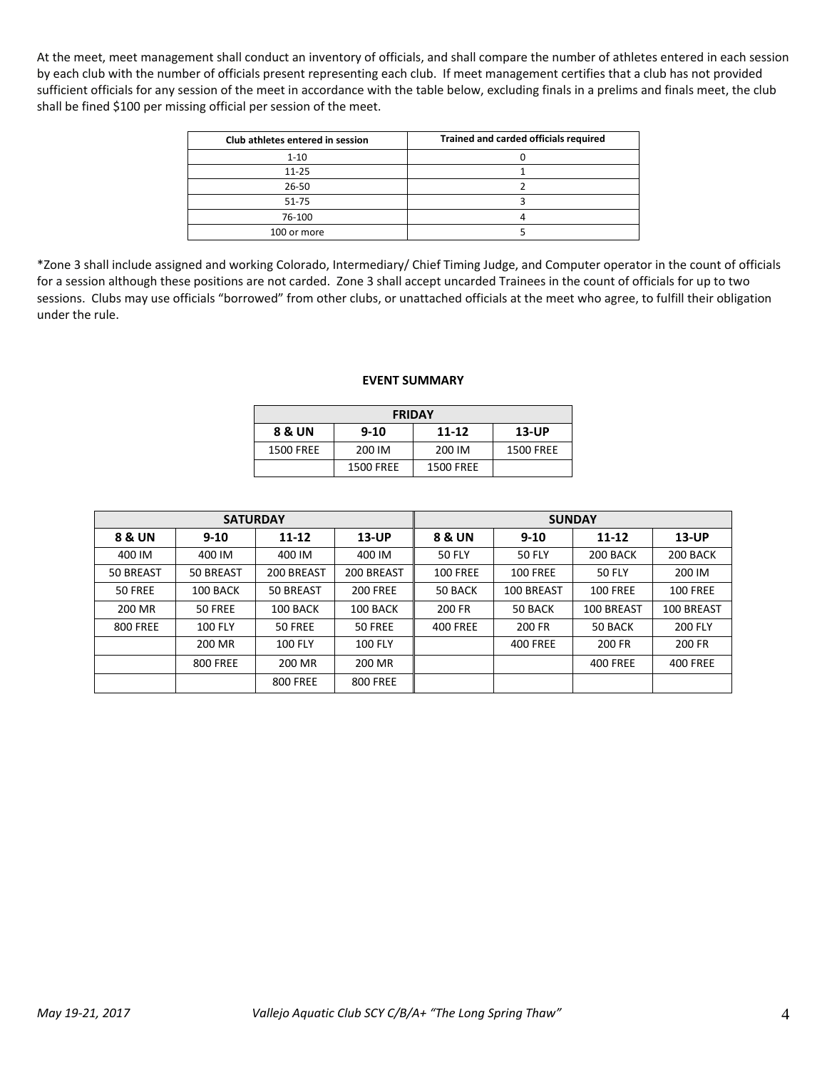At the meet, meet management shall conduct an inventory of officials, and shall compare the number of athletes entered in each session by each club with the number of officials present representing each club. If meet management certifies that a club has not provided sufficient officials for any session of the meet in accordance with the table below, excluding finals in a prelims and finals meet, the club shall be fined $100 per missing official per session of the meet.

| Club athletes entered in session | Trained and carded officials required |
|---|---|
| 1-10 | 0 |
| 11-25 | 1 |
| 26-50 | 2 |
| 51-75 | 3 |
| 76-100 | 4 |
| 100 or more | 5 |

*Zone 3 shall include assigned and working Colorado, Intermediary/ Chief Timing Judge, and Computer operator in the count of officials for a session although these positions are not carded. Zone 3 shall accept uncarded Trainees in the count of officials for up to two sessions. Clubs may use officials "borrowed" from other clubs, or unattached officials at the meet who agree, to fulfill their obligation under the rule.

## EVENT SUMMARY

| FRIDAY | | | |
|---|---|---|---|
| **8 & UN** | **9-10** | **11-12** | **13-UP** |
| 1500 FREE | 200 IM | 200 IM | 1500 FREE |
| | 1500 FREE | 1500 FREE | |

| SATURDAY | | | | SUNDAY | | | |
|---|---|---|---|---|---|---|---|
| **8 & UN** | **9-10** | **11-12** | **13-UP** | **8 & UN** | **9-10** | **11-12** | **13-UP** |
| 400 IM | 400 IM | 400 IM | 400 IM | 50 FLY | 50 FLY | 200 BACK | 200 BACK |
| 50 BREAST | 50 BREAST | 200 BREAST | 200 BREAST | 100 FREE | 100 FREE | 50 FLY | 200 IM |
| 50 FREE | 100 BACK | 50 BREAST | 200 FREE | 50 BACK | 100 BREAST | 100 FREE | 100 FREE |
| 200 MR | 50 FREE | 100 BACK | 100 BACK | 200 FR | 50 BACK | 100 BREAST | 100 BREAST |
| 800 FREE | 100 FLY | 50 FREE | 50 FREE | 400 FREE | 200 FR | 50 BACK | 200 FLY |
| | 200 MR | 100 FLY | 100 FLY | | 400 FREE | 200 FR | 200 FR |
| | 800 FREE | 200 MR | 200 MR | | | 400 FREE | 400 FREE |
| | | 800 FREE | 800 FREE | | | | |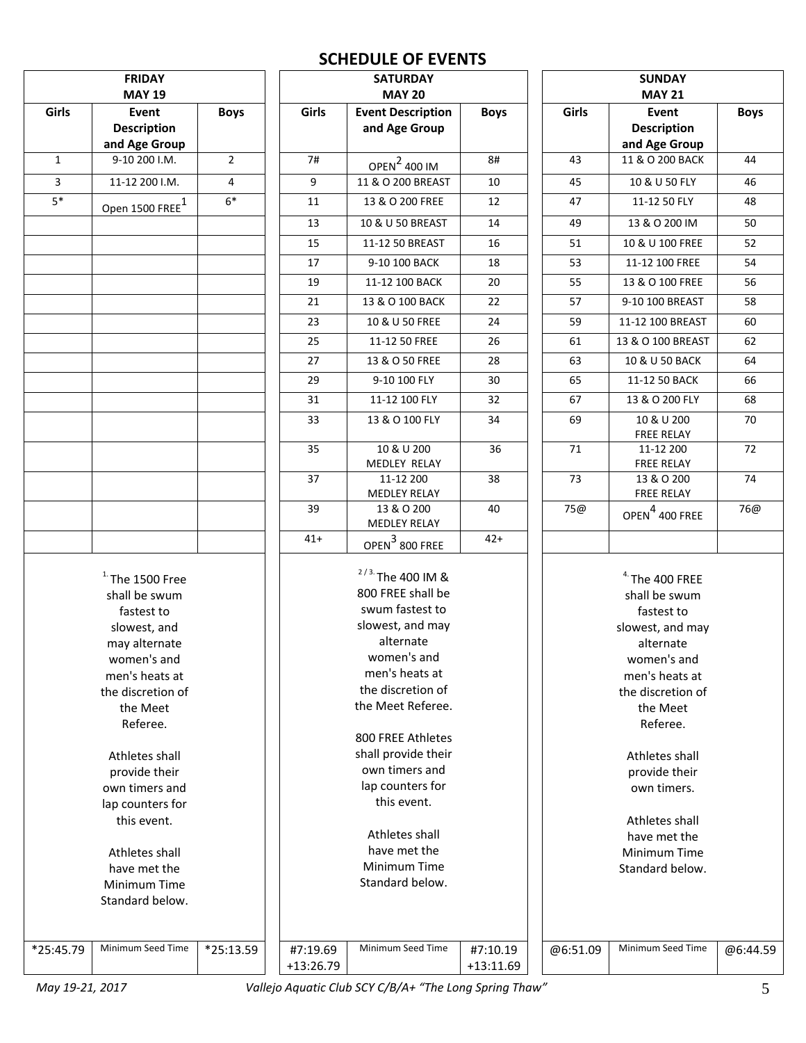# SCHEDULE OF EVENTS

**FRIDAY MAY 19**

| Girls | Event Description and Age Group | Boys |
|---|---|---|
| 1 | 9-10 200 I.M. | 2 |
| 3 | 11-12 200 I.M. | 4 |
| 5* | Open 1500 FREE[1] | 6* |

[1] The 1500 Free shall be swum fastest to slowest, and may alternate women's and men's heats at the discretion of the Meet Referee.

Athletes shall provide their own timers and lap counters for this event.

Athletes shall have met the Minimum Time Standard below.

| Girls | | Boys |
|---|---|---|
| *25:45.79 | Minimum Seed Time | *25:13.59 |

**SATURDAY MAY 20**

| Girls | Event Description and Age Group | Boys |
|---|---|---|
| 7# | OPEN[2] 400 IM | 8# |
| 9 | 11 & O 200 BREAST | 10 |
| 11 | 13 & O 200 FREE | 12 |
| 13 | 10 & U 50 BREAST | 14 |
| 15 | 11-12 50 BREAST | 16 |
| 17 | 9-10 100 BACK | 18 |
| 19 | 11-12 100 BACK | 20 |
| 21 | 13 & O 100 BACK | 22 |
| 23 | 10 & U 50 FREE | 24 |
| 25 | 11-12 50 FREE | 26 |
| 27 | 13 & O 50 FREE | 28 |
| 29 | 9-10 100 FLY | 30 |
| 31 | 11-12 100 FLY | 32 |
| 33 | 13 & O 100 FLY | 34 |
| 35 | 10 & U 200 MEDLEY RELAY | 36 |
| 37 | 11-12 200 MEDLEY RELAY | 38 |
| 39 | 13 & O 200 MEDLEY RELAY | 40 |
| 41+ | OPEN[3] 800 FREE | 42+ |

[2/3] The 400 IM & 800 FREE shall be swum fastest to slowest, and may alternate women's and men's heats at the discretion of the Meet Referee.

800 FREE Athletes shall provide their own timers and lap counters for this event.

Athletes shall have met the Minimum Time Standard below.

| Girls | | Boys |
|---|---|---|
| #7:19.69 +13:26.79 | Minimum Seed Time | #7:10.19 +13:11.69 |

**SUNDAY MAY 21**

| Girls | Event Description and Age Group | Boys |
|---|---|---|
| 43 | 11 & O 200 BACK | 44 |
| 45 | 10 & U 50 FLY | 46 |
| 47 | 11-12 50 FLY | 48 |
| 49 | 13 & O 200 IM | 50 |
| 51 | 10 & U 100 FREE | 52 |
| 53 | 11-12 100 FREE | 54 |
| 55 | 13 & O 100 FREE | 56 |
| 57 | 9-10 100 BREAST | 58 |
| 59 | 11-12 100 BREAST | 60 |
| 61 | 13 & O 100 BREAST | 62 |
| 63 | 10 & U 50 BACK | 64 |
| 65 | 11-12 50 BACK | 66 |
| 67 | 13 & O 200 FLY | 68 |
| 69 | 10 & U 200 FREE RELAY | 70 |
| 71 | 11-12 200 FREE RELAY | 72 |
| 73 | 13 & O 200 FREE RELAY | 74 |
| 75@ | OPEN[4] 400 FREE | 76@ |

[4] The 400 FREE shall be swum fastest to slowest, and may alternate women's and men's heats at the discretion of the Meet Referee.

Athletes shall provide their own timers.

Athletes shall have met the Minimum Time Standard below.

| Girls | | Boys |
|---|---|---|
| @6:51.09 | Minimum Seed Time | @6:44.59 |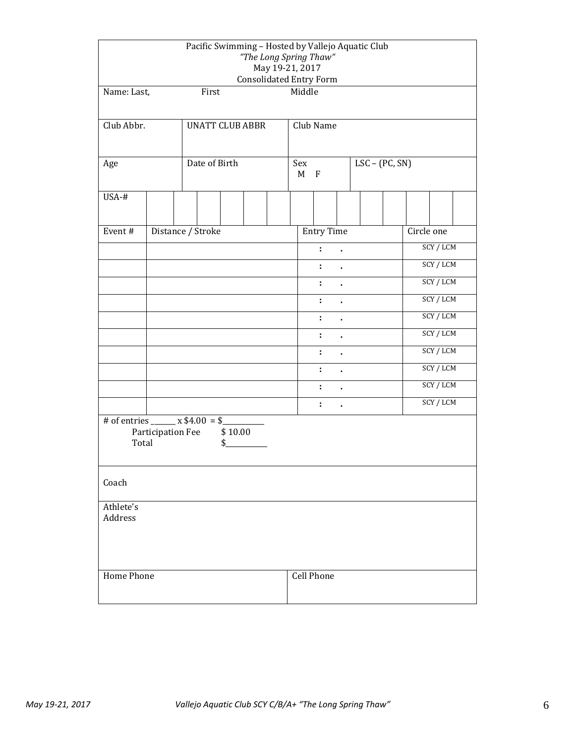Pacific Swimming – Hosted by Vallejo Aquatic Club

*"The Long Spring Thaw"*

May 19-21, 2017

Consolidated Entry Form

| Name: Last, | First | Middle |
|---|---|---|
| | | |

| Club Abbr. | UNATT CLUB ABBR | Club Name |
|---|---|---|
| | | |

| Age | Date of Birth | Sex M F | LSC – (PC, SN) |
|---|---|---|---|
| | | | |

| USA-# | | | | | | | | | | | | | | |
|---|---|---|---|---|---|---|---|---|---|---|---|---|---|---|
| | | | | | | | | | | | | | | |

| Event # | Distance / Stroke | Entry Time | Circle one |
|---|---|---|---|
| | | : . | SCY / LCM |
| | | : . | SCY / LCM |
| | | : . | SCY / LCM |
| | | : . | SCY / LCM |
| | | : . | SCY / LCM |
| | | : . | SCY / LCM |
| | | : . | SCY / LCM |
| | | : . | SCY / LCM |
| | | : . | SCY / LCM |
| | | : . | SCY / LCM |

# of entries ______ x $4.00 = $__________

Participation Fee $ 10.00

Total $__________

Coach

Athlete's Address

| Home Phone | Cell Phone |
|---|---|
| | |